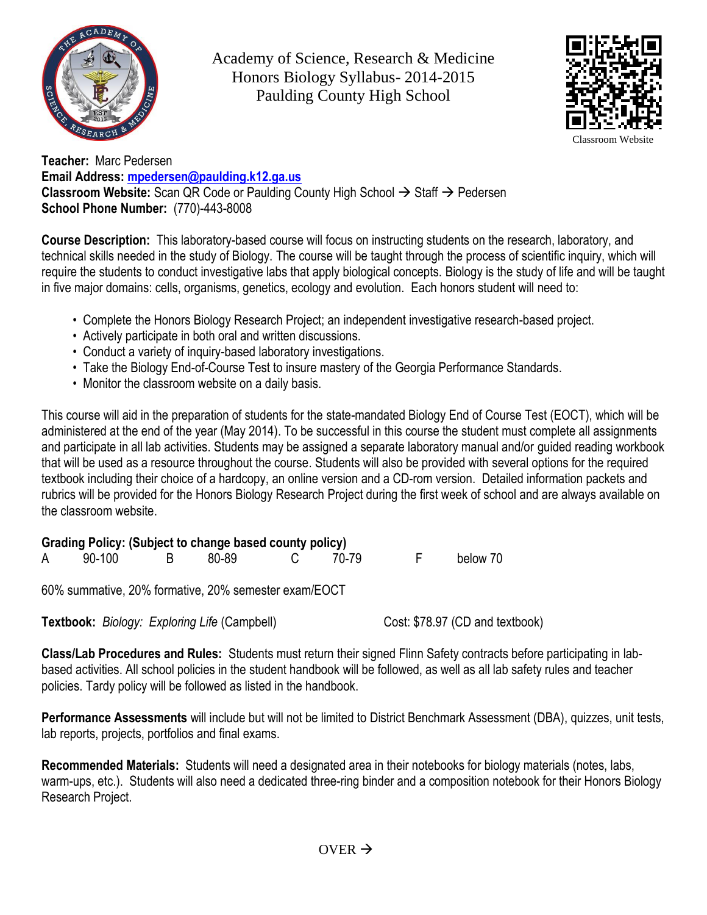# Academy of Science, Research & Medicine
## Honors Biology Syllabus- 2014-2015
## Paulding County High School

Classroom Website

**Teacher:** Marc Pedersen
**Email Address:** mpedersen@paulding.k12.ga.us
**Classroom Website:** Scan QR Code or Paulding County High School → Staff → Pedersen
**School Phone Number:** (770)-443-8008

**Course Description:** This laboratory-based course will focus on instructing students on the research, laboratory, and technical skills needed in the study of Biology. The course will be taught through the process of scientific inquiry, which will require the students to conduct investigative labs that apply biological concepts. Biology is the study of life and will be taught in five major domains: cells, organisms, genetics, ecology and evolution. Each honors student will need to:

- Complete the Honors Biology Research Project; an independent investigative research-based project.
- Actively participate in both oral and written discussions.
- Conduct a variety of inquiry-based laboratory investigations.
- Take the Biology End-of-Course Test to insure mastery of the Georgia Performance Standards.
- Monitor the classroom website on a daily basis.

This course will aid in the preparation of students for the state-mandated Biology End of Course Test (EOCT), which will be administered at the end of the year (May 2014). To be successful in this course the student must complete all assignments and participate in all lab activities. Students may be assigned a separate laboratory manual and/or guided reading workbook that will be used as a resource throughout the course. Students will also be provided with several options for the required textbook including their choice of a hardcopy, an online version and a CD-rom version. Detailed information packets and rubrics will be provided for the Honors Biology Research Project during the first week of school and are always available on the classroom website.

**Grading Policy: (Subject to change based county policy)**

| | | | | | | | |
|---|---|---|---|---|---|---|---|
| A | 90-100 | B | 80-89 | C | 70-79 | F | below 70 |

60% summative, 20% formative, 20% semester exam/EOCT

**Textbook:** *Biology: Exploring Life* (Campbell) Cost: $78.97 (CD and textbook)

**Class/Lab Procedures and Rules:** Students must return their signed Flinn Safety contracts before participating in lab-based activities. All school policies in the student handbook will be followed, as well as all lab safety rules and teacher policies. Tardy policy will be followed as listed in the handbook.

**Performance Assessments** will include but will not be limited to District Benchmark Assessment (DBA), quizzes, unit tests, lab reports, projects, portfolios and final exams.

**Recommended Materials:** Students will need a designated area in their notebooks for biology materials (notes, labs, warm-ups, etc.). Students will also need a dedicated three-ring binder and a composition notebook for their Honors Biology Research Project.

OVER →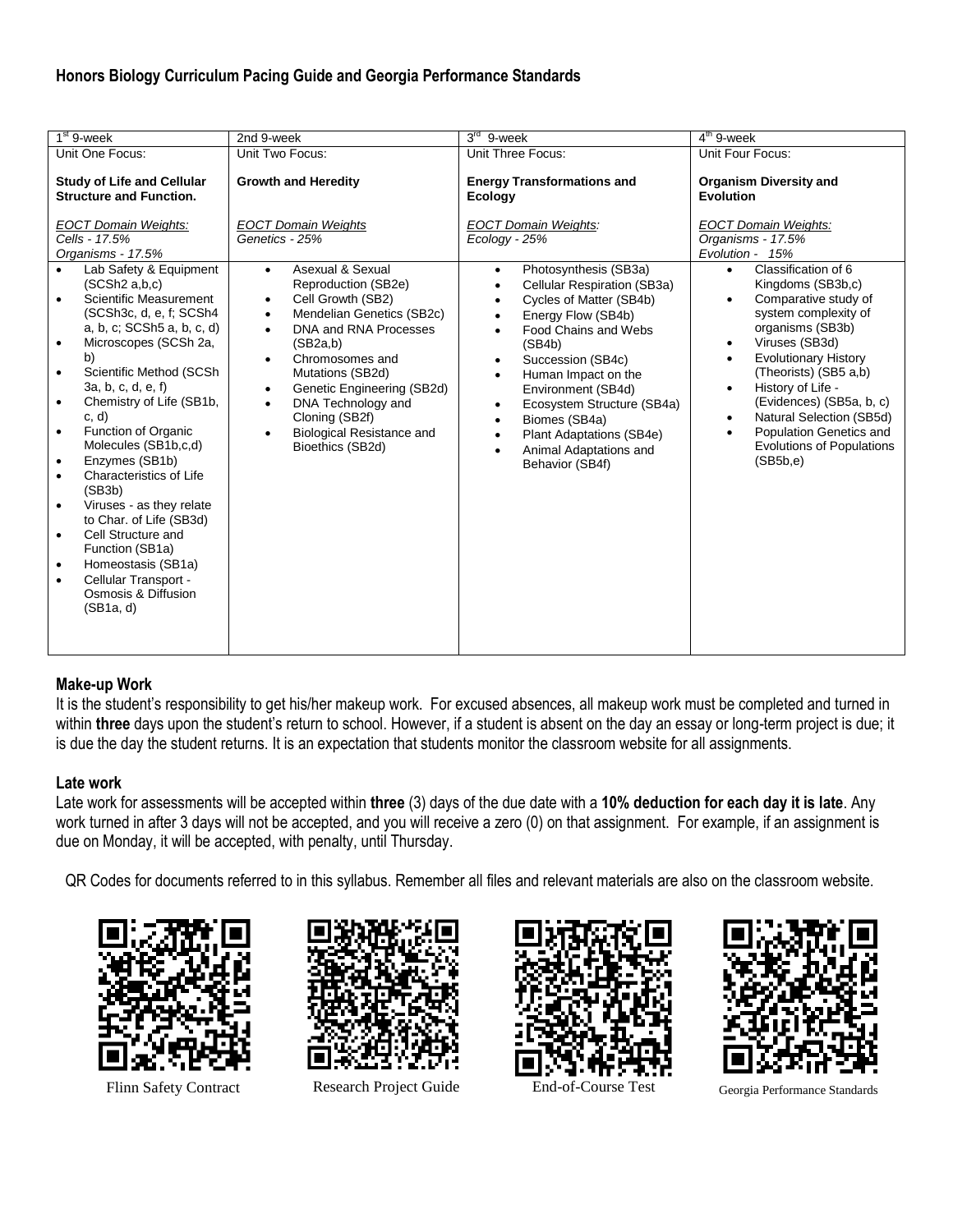### Honors Biology Curriculum Pacing Guide and Georgia Performance Standards

| 1st 9-week | 2nd 9-week | 3rd 9-week | 4th 9-week |
|---|---|---|---|
| Unit One Focus:<br><br>**Study of Life and Cellular Structure and Function.**<br><br>*EOCT Domain Weights:*<br>*Cells - 17.5%*<br>*Organisms - 17.5%* | Unit Two Focus:<br><br>**Growth and Heredity**<br><br>*EOCT Domain Weights*<br>*Genetics - 25%* | Unit Three Focus:<br><br>**Energy Transformations and Ecology**<br><br>*EOCT Domain Weights:*<br>*Ecology - 25%* | Unit Four Focus:<br><br>**Organism Diversity and Evolution**<br><br>*EOCT Domain Weights:*<br>*Organisms - 17.5%*<br>*Evolution - 15%* |
| • Lab Safety & Equipment (SCSh2 a,b,c)<br>• Scientific Measurement (SCSh3c, d, e, f; SCSh4 a, b, c; SCSh5 a, b, c, d)<br>• Microscopes (SCSh 2a, b)<br>• Scientific Method (SCSh 3a, b, c, d, e, f)<br>• Chemistry of Life (SB1b, c, d)<br>• Function of Organic Molecules (SB1b,c,d)<br>• Enzymes (SB1b)<br>• Characteristics of Life (SB3b)<br>• Viruses - as they relate to Char. of Life (SB3d)<br>• Cell Structure and Function (SB1a)<br>• Homeostasis (SB1a)<br>• Cellular Transport - Osmosis & Diffusion (SB1a, d) | • Asexual & Sexual Reproduction (SB2e)<br>• Cell Growth (SB2)<br>• Mendelian Genetics (SB2c)<br>• DNA and RNA Processes (SB2a,b)<br>• Chromosomes and Mutations (SB2d)<br>• Genetic Engineering (SB2d)<br>• DNA Technology and Cloning (SB2f)<br>• Biological Resistance and Bioethics (SB2d) | • Photosynthesis (SB3a)<br>• Cellular Respiration (SB3a)<br>• Cycles of Matter (SB4b)<br>• Energy Flow (SB4b)<br>• Food Chains and Webs (SB4b)<br>• Succession (SB4c)<br>• Human Impact on the Environment (SB4d)<br>• Ecosystem Structure (SB4a)<br>• Biomes (SB4a)<br>• Plant Adaptations (SB4e)<br>• Animal Adaptations and Behavior (SB4f) | • Classification of 6 Kingdoms (SB3b,c)<br>• Comparative study of system complexity of organisms (SB3b)<br>• Viruses (SB3d)<br>• Evolutionary History (Theorists) (SB5 a,b)<br>• History of Life - (Evidences) (SB5a, b, c)<br>• Natural Selection (SB5d)<br>• Population Genetics and Evolutions of Populations (SB5b,e) |

### Make-up Work

It is the student's responsibility to get his/her makeup work. For excused absences, all makeup work must be completed and turned in within **three** days upon the student's return to school. However, if a student is absent on the day an essay or long-term project is due; it is due the day the student returns. It is an expectation that students monitor the classroom website for all assignments.

### Late work

Late work for assessments will be accepted within **three** (3) days of the due date with a **10% deduction for each day it is late**. Any work turned in after 3 days will not be accepted, and you will receive a zero (0) on that assignment. For example, if an assignment is due on Monday, it will be accepted, with penalty, until Thursday.

QR Codes for documents referred to in this syllabus. Remember all files and relevant materials are also on the classroom website.

Flinn Safety Contract

Research Project Guide

End-of-Course Test

Georgia Performance Standards